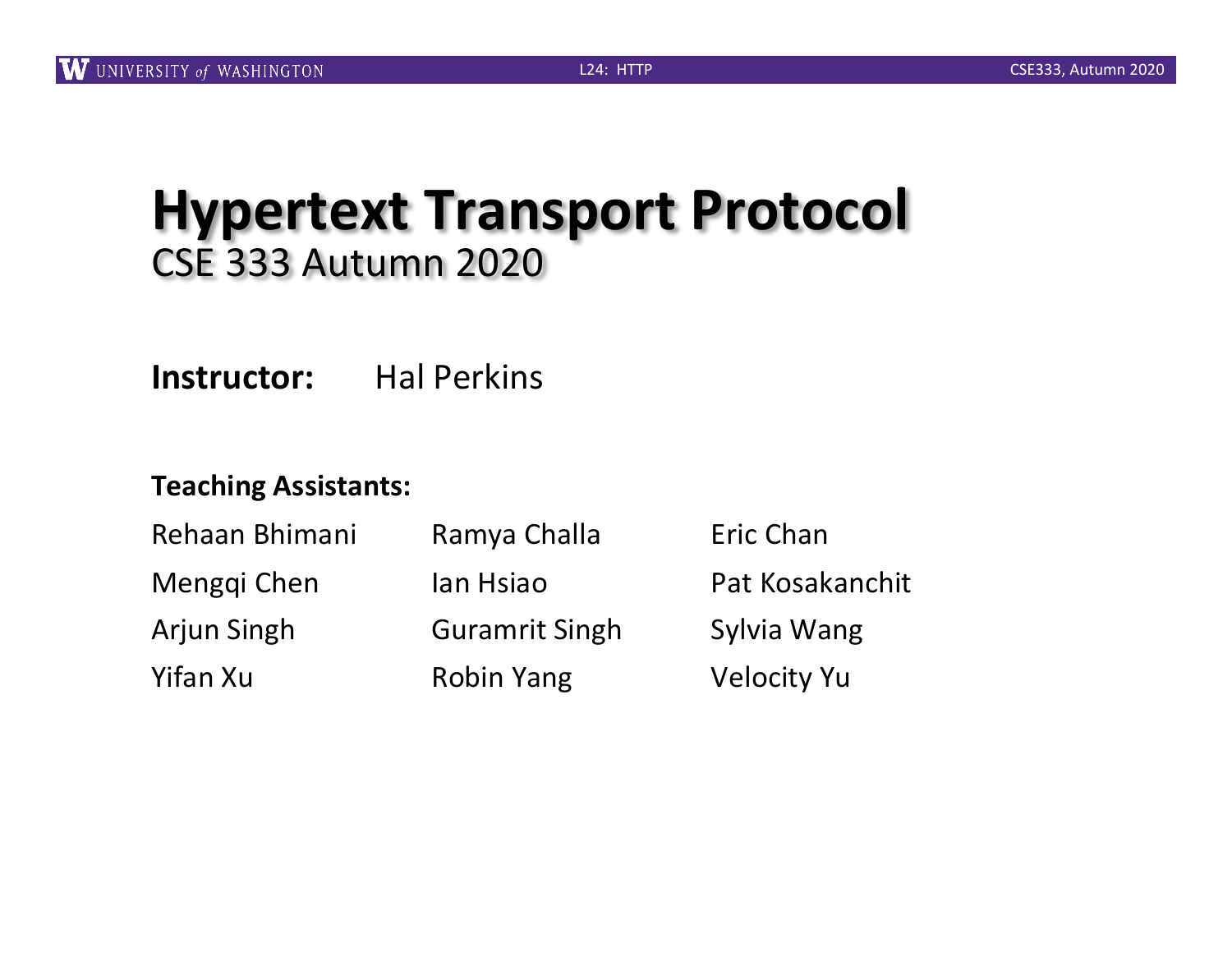# Hypertext Transport Protocol

## CSE 333 Autumn 2020

**Instructor:** Hal Perkins

**Teaching Assistants:**

| | | |
|---|---|---|
| Rehaan Bhimani | Ramya Challa | Eric Chan |
| Mengqi Chen | Ian Hsiao | Pat Kosakanchit |
| Arjun Singh | Guramrit Singh | Sylvia Wang |
| Yifan Xu | Robin Yang | Velocity Yu |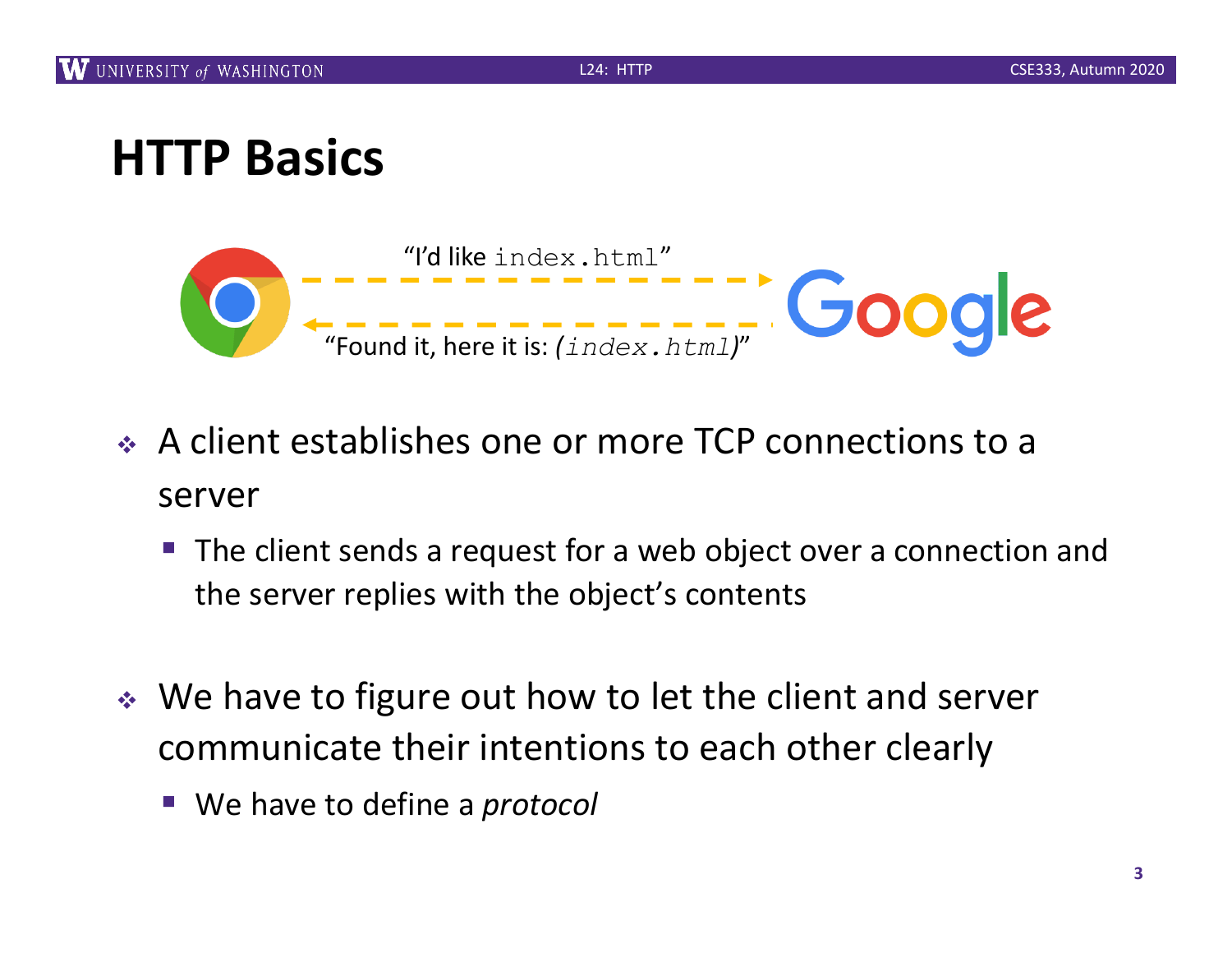# HTTP Basics

"I'd like `index.html`"

"Found it, here it is: *(`index.html`)*"

- A client establishes one or more TCP connections to a server
  - The client sends a request for a web object over a connection and the server replies with the object's contents

- We have to figure out how to let the client and server communicate their intentions to each other clearly
  - We have to define a *protocol*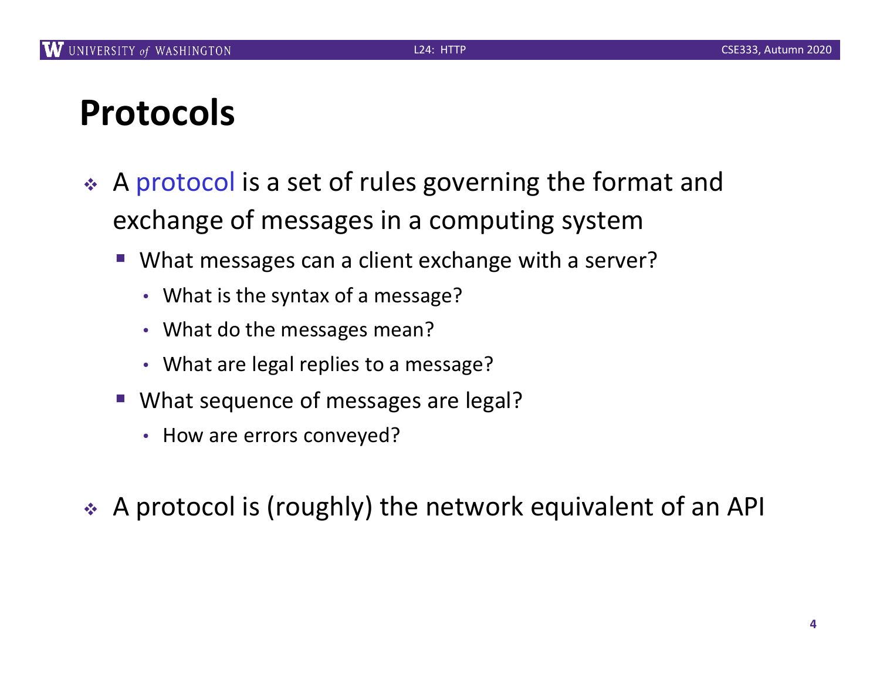# Protocols

- A protocol is a set of rules governing the format and exchange of messages in a computing system
  - What messages can a client exchange with a server?
    - What is the syntax of a message?
    - What do the messages mean?
    - What are legal replies to a message?
  - What sequence of messages are legal?
    - How are errors conveyed?

- A protocol is (roughly) the network equivalent of an API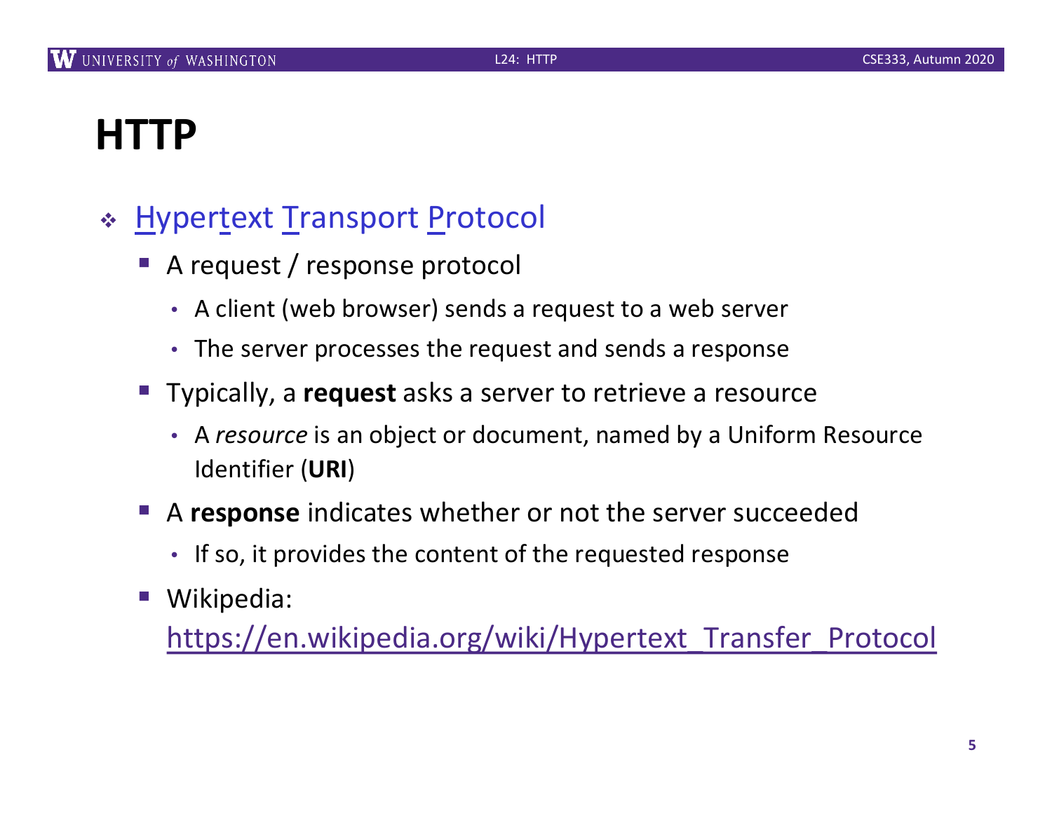# HTTP

- Hypertext Transport Protocol
  - A request / response protocol
    - A client (web browser) sends a request to a web server
    - The server processes the request and sends a response
  - Typically, a **request** asks a server to retrieve a resource
    - A *resource* is an object or document, named by a Uniform Resource Identifier (**URI**)
  - A **response** indicates whether or not the server succeeded
    - If so, it provides the content of the requested response
  - Wikipedia: https://en.wikipedia.org/wiki/Hypertext_Transfer_Protocol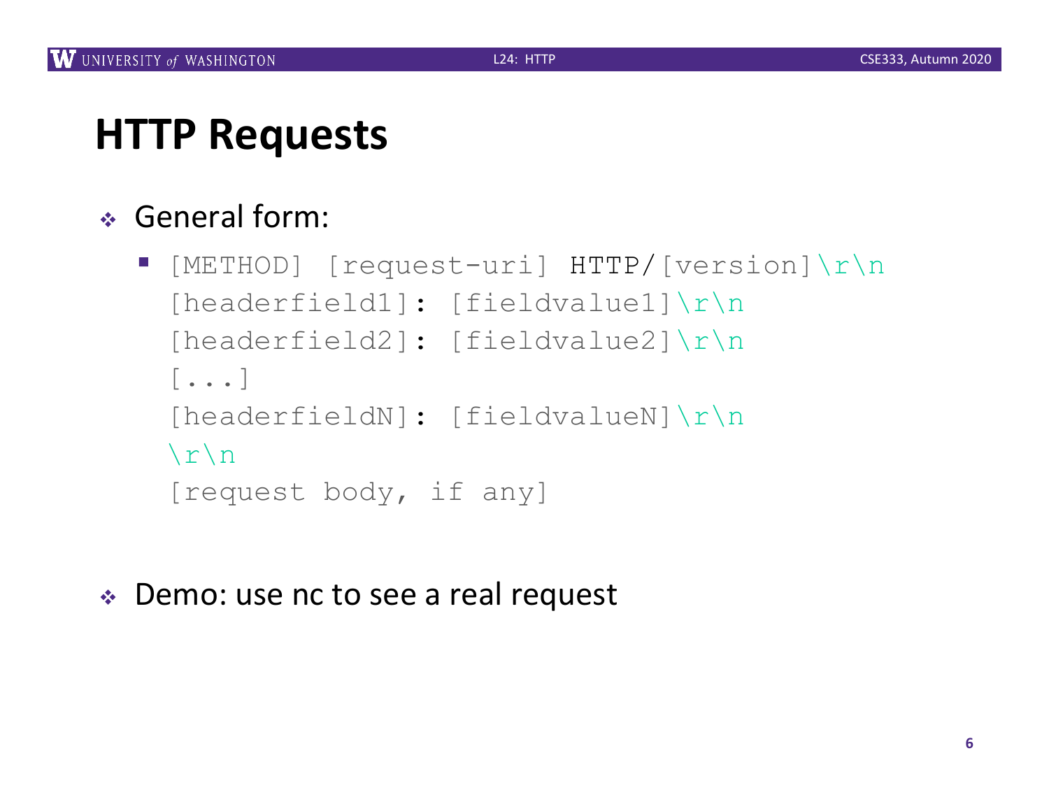# HTTP Requests

- General form:
  - ```
    [METHOD] [request-uri] HTTP/[version]\r\n
    [headerfield1]: [fieldvalue1]\r\n
    [headerfield2]: [fieldvalue2]\r\n
    [...]
    [headerfieldN]: [fieldvalueN]\r\n
    \r\n
    [request body, if any]
    ```

- Demo: use nc to see a real request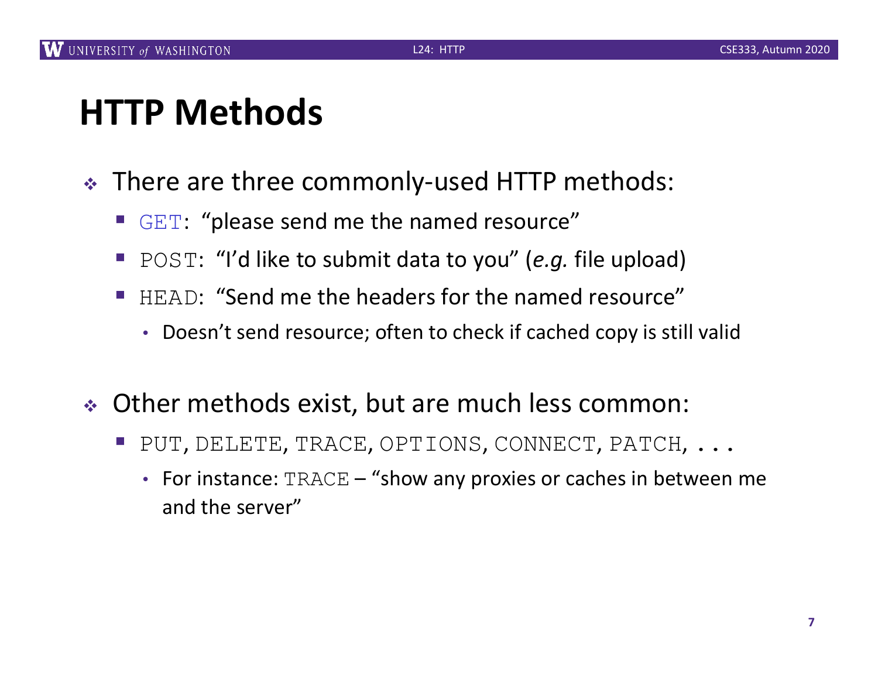# HTTP Methods

- There are three commonly-used HTTP methods:
  - `GET`: "please send me the named resource"
  - `POST`: "I'd like to submit data to you" (*e.g.* file upload)
  - `HEAD`: "Send me the headers for the named resource"
    - Doesn't send resource; often to check if cached copy is still valid

- Other methods exist, but are much less common:
  - `PUT`, `DELETE`, `TRACE`, `OPTIONS`, `CONNECT`, `PATCH`, `. . .`
    - For instance: `TRACE` – "show any proxies or caches in between me and the server"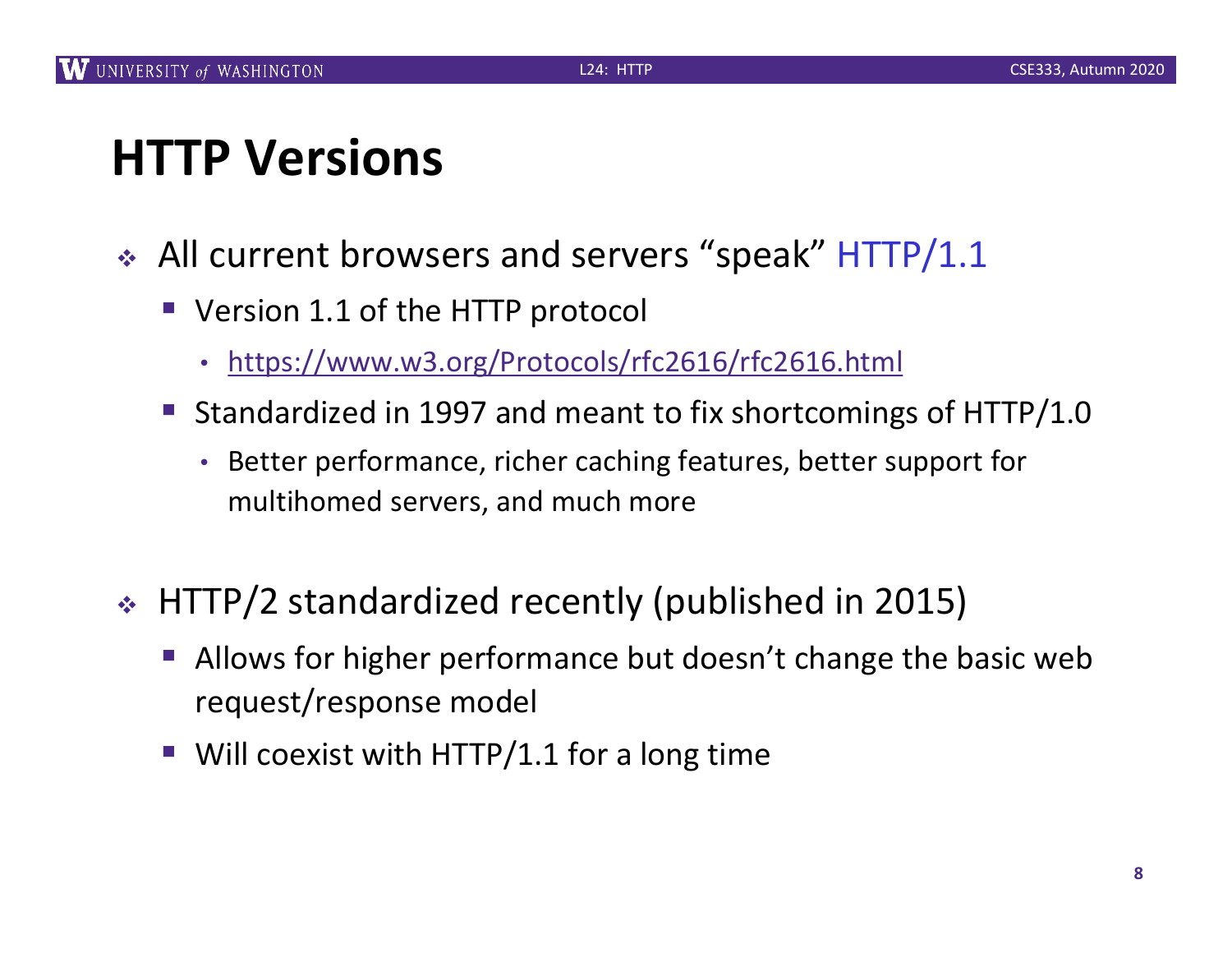# HTTP Versions

- All current browsers and servers "speak" HTTP/1.1
  - Version 1.1 of the HTTP protocol
    - https://www.w3.org/Protocols/rfc2616/rfc2616.html
  - Standardized in 1997 and meant to fix shortcomings of HTTP/1.0
    - Better performance, richer caching features, better support for multihomed servers, and much more

- HTTP/2 standardized recently (published in 2015)
  - Allows for higher performance but doesn't change the basic web request/response model
  - Will coexist with HTTP/1.1 for a long time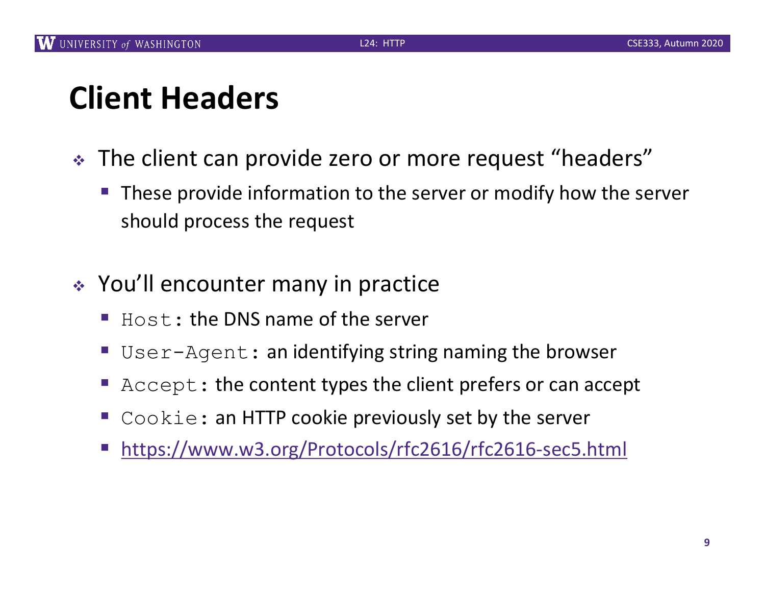# Client Headers

- The client can provide zero or more request "headers"
  - These provide information to the server or modify how the server should process the request

- You'll encounter many in practice
  - `Host`: the DNS name of the server
  - `User-Agent`: an identifying string naming the browser
  - `Accept`: the content types the client prefers or can accept
  - `Cookie`: an HTTP cookie previously set by the server
  - https://www.w3.org/Protocols/rfc2616/rfc2616-sec5.html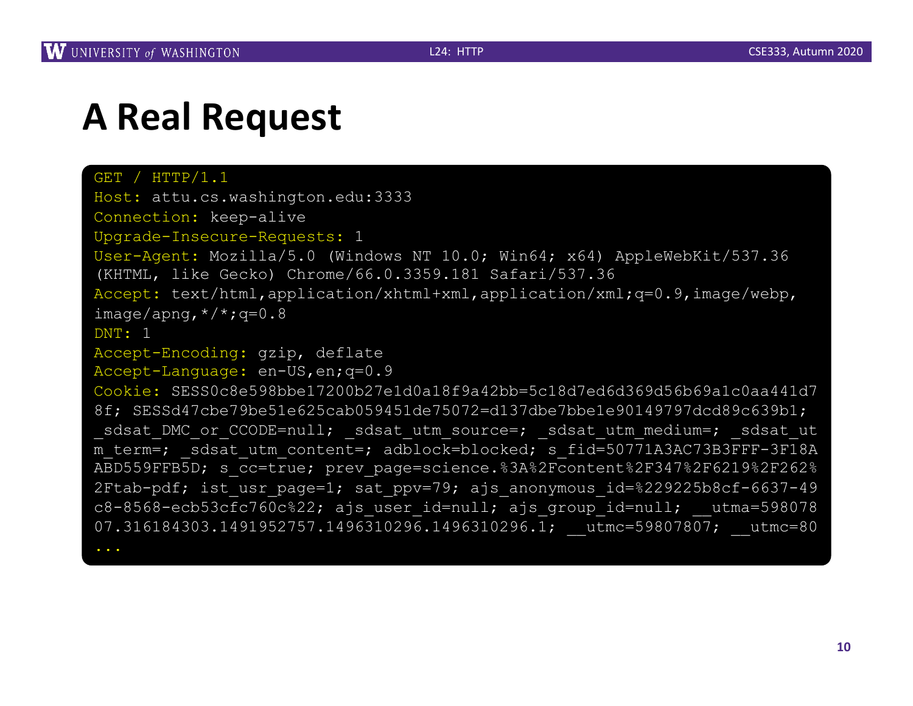# A Real Request

```
GET / HTTP/1.1
Host: attu.cs.washington.edu:3333
Connection: keep-alive
Upgrade-Insecure-Requests: 1
User-Agent: Mozilla/5.0 (Windows NT 10.0; Win64; x64) AppleWebKit/537.36
(KHTML, like Gecko) Chrome/66.0.3359.181 Safari/537.36
Accept: text/html,application/xhtml+xml,application/xml;q=0.9,image/webp,
image/apng,*/*;q=0.8
DNT: 1
Accept-Encoding: gzip, deflate
Accept-Language: en-US,en;q=0.9
Cookie: SESS0c8e598bbe17200b27e1d0a18f9a42bb=5c18d7ed6d369d56b69a1c0aa441d7
8f; SESSd47cbe79be51e625cab059451de75072=d137dbe7bbe1e90149797dcd89c639b1;
_sdsat_DMC_or_CCODE=null; _sdsat_utm_source=; _sdsat_utm_medium=; _sdsat_ut
m_term=; _sdsat_utm_content=; adblock=blocked; s_fid=50771A3AC73B3FFF-3F18A
ABD559FFB5D; s_cc=true; prev_page=science.%3A%2Fcontent%2F347%2F6219%2F262%
2Ftab-pdf; ist_usr_page=1; sat_ppv=79; ajs_anonymous_id=%229225b8cf-6637-49
c8-8568-ecb53cfc760c%22; ajs_user_id=null; ajs_group_id=null; __utma=598078
07.316184303.1491952757.1496310296.1496310296.1; __utmc=59807807; __utmc=80
...
```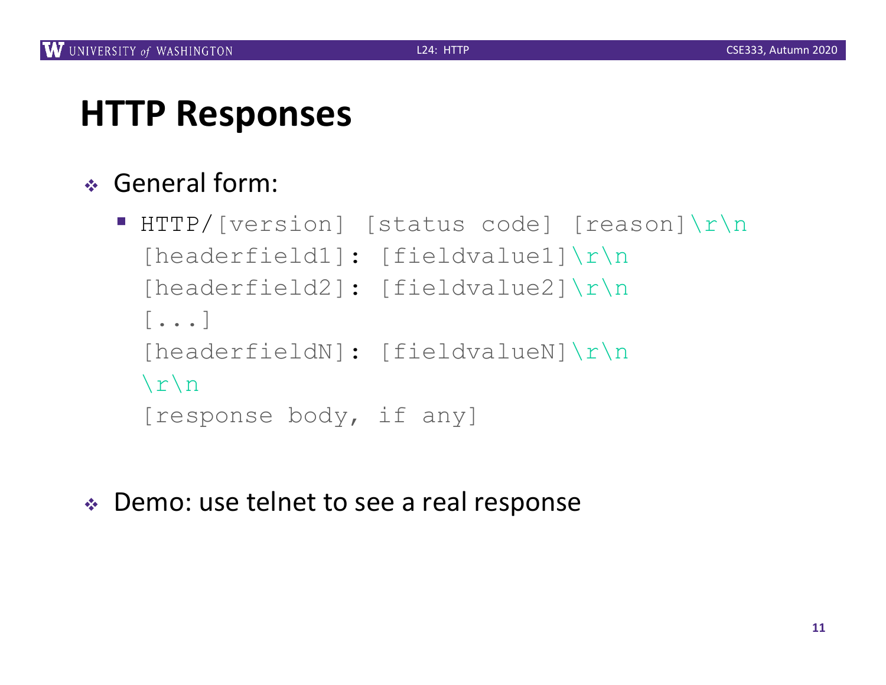# HTTP Responses

- General form:
  - ```
    HTTP/[version] [status code] [reason]\r\n
    [headerfield1]: [fieldvalue1]\r\n
    [headerfield2]: [fieldvalue2]\r\n
    [...]
    [headerfieldN]: [fieldvalueN]\r\n
    \r\n
    [response body, if any]
    ```

- Demo: use telnet to see a real response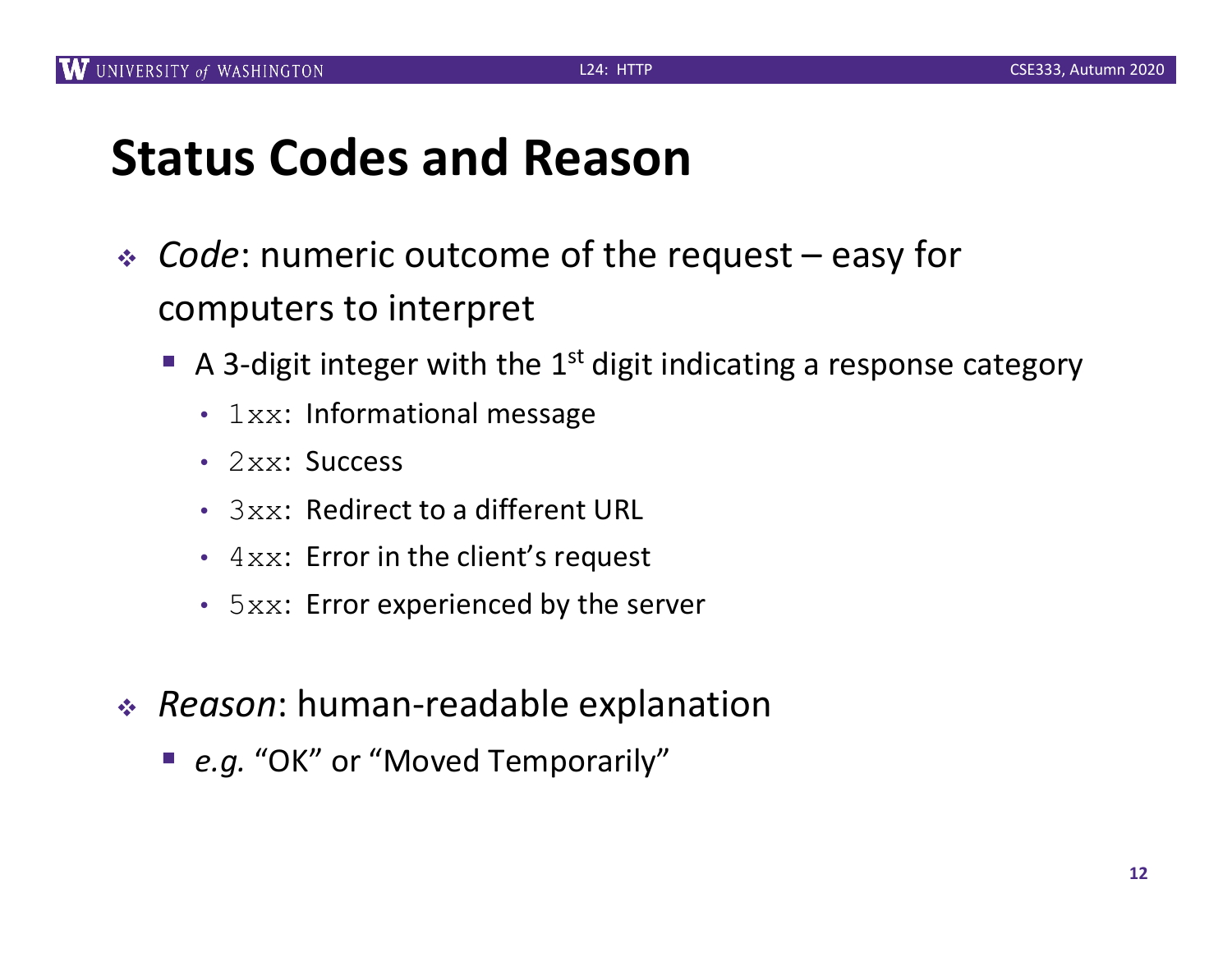# Status Codes and Reason

- *Code*: numeric outcome of the request – easy for computers to interpret
  - A 3-digit integer with the 1st digit indicating a response category
    - `1xx`: Informational message
    - `2xx`: Success
    - `3xx`: Redirect to a different URL
    - `4xx`: Error in the client's request
    - `5xx`: Error experienced by the server

- *Reason*: human-readable explanation
  - *e.g.* "OK" or "Moved Temporarily"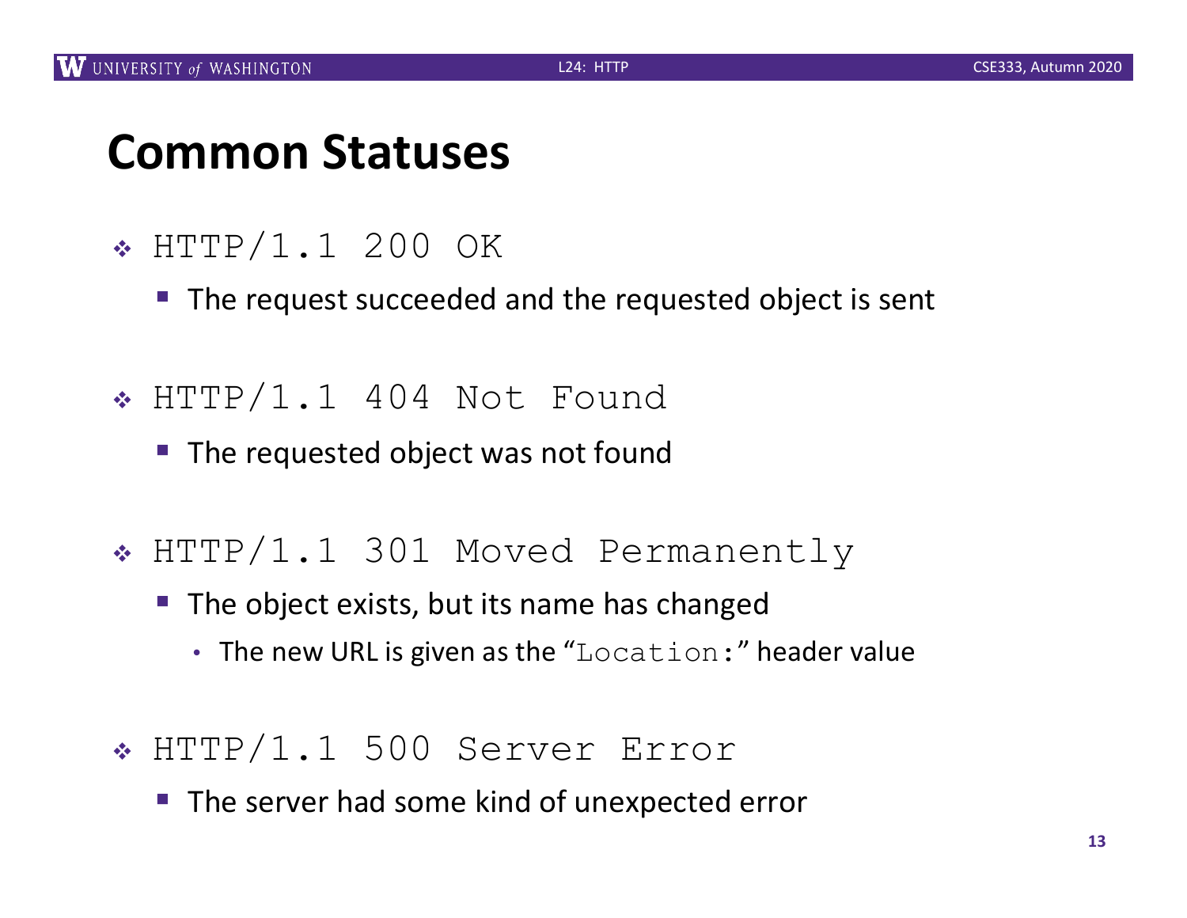# Common Statuses

- `HTTP/1.1 200 OK`
  - The request succeeded and the requested object is sent
- `HTTP/1.1 404 Not Found`
  - The requested object was not found
- `HTTP/1.1 301 Moved Permanently`
  - The object exists, but its name has changed
    - The new URL is given as the "`Location:`" header value
- `HTTP/1.1 500 Server Error`
  - The server had some kind of unexpected error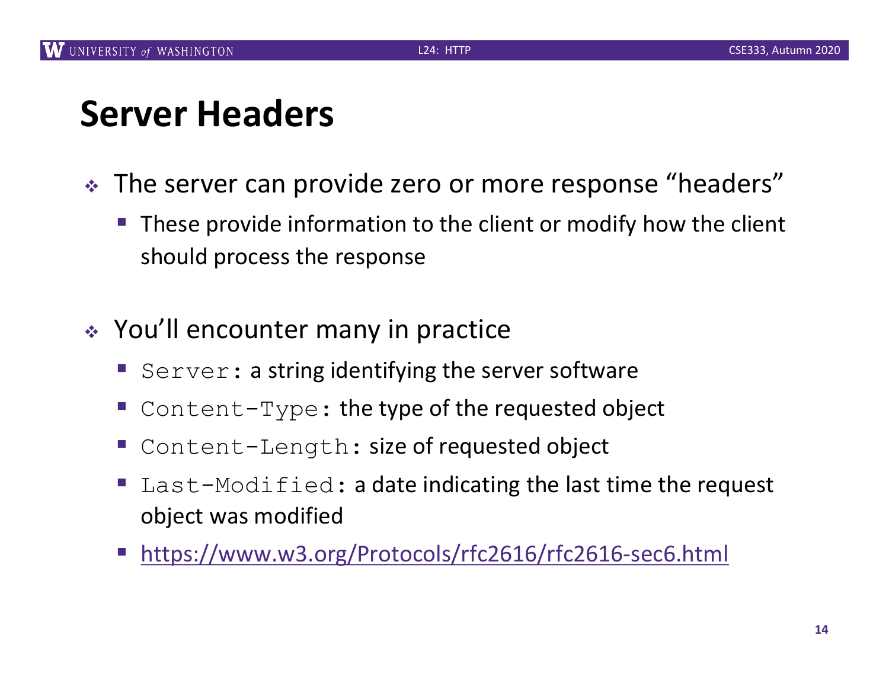# Server Headers

- The server can provide zero or more response "headers"
  - These provide information to the client or modify how the client should process the response
- You'll encounter many in practice
  - `Server`: a string identifying the server software
  - `Content-Type`: the type of the requested object
  - `Content-Length`: size of requested object
  - `Last-Modified`: a date indicating the last time the request object was modified
  - https://www.w3.org/Protocols/rfc2616/rfc2616-sec6.html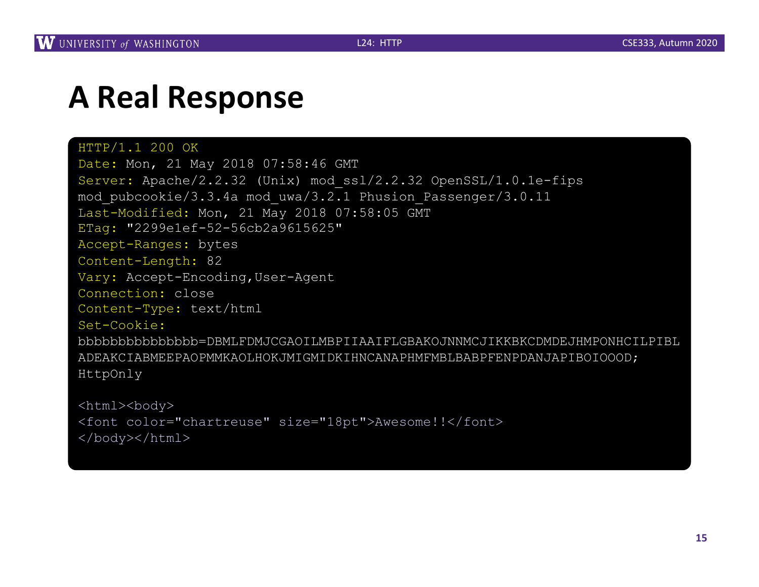# A Real Response

```
HTTP/1.1 200 OK
Date: Mon, 21 May 2018 07:58:46 GMT
Server: Apache/2.2.32 (Unix) mod_ssl/2.2.32 OpenSSL/1.0.1e-fips
mod_pubcookie/3.3.4a mod_uwa/3.2.1 Phusion_Passenger/3.0.11
Last-Modified: Mon, 21 May 2018 07:58:05 GMT
ETag: "2299e1ef-52-56cb2a9615625"
Accept-Ranges: bytes
Content-Length: 82
Vary: Accept-Encoding,User-Agent
Connection: close
Content-Type: text/html
Set-Cookie:
bbbbbbbbbbbbbbb=DBMLFDMJCGAOILMBPIIAAIFLGBAKOJNNMCJIKKBKCDMDEJHMPONHCILPIBL
ADEAKCIABMEEPAOPMMKAOLHOKJMIGMIDKIHNCANAPHMFMBLBABPFENPDANJAPIBOIOOOD;
HttpOnly

<html><body>
<font color="chartreuse" size="18pt">Awesome!!</font>
</body></html>
```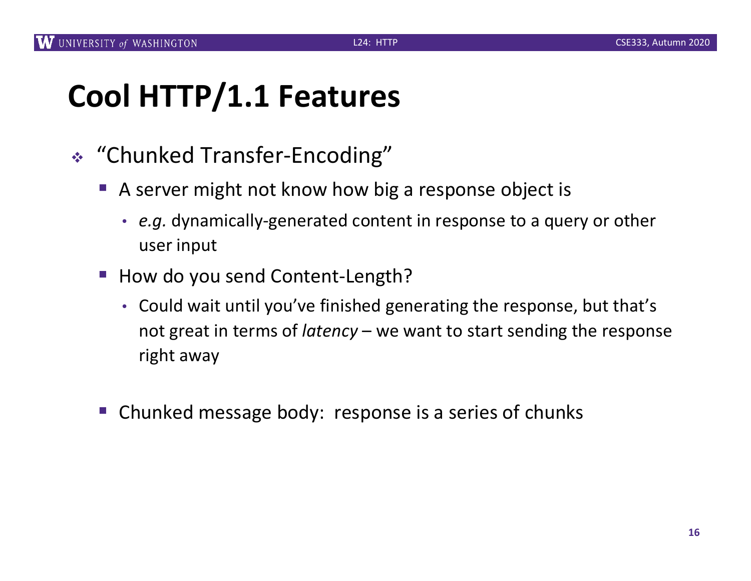# Cool HTTP/1.1 Features

- "Chunked Transfer-Encoding"
  - A server might not know how big a response object is
    - *e.g.* dynamically-generated content in response to a query or other user input
  - How do you send Content-Length?
    - Could wait until you've finished generating the response, but that's not great in terms of *latency* – we want to start sending the response right away
  - Chunked message body: response is a series of chunks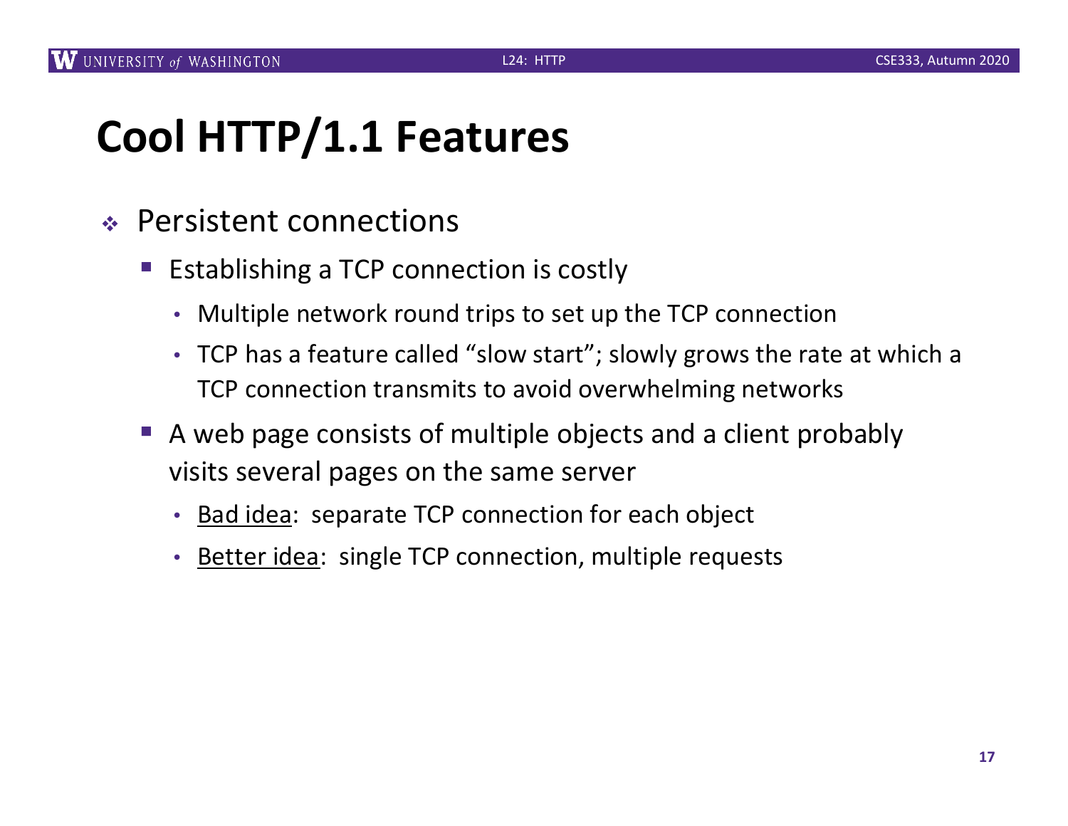# Cool HTTP/1.1 Features

- Persistent connections
  - Establishing a TCP connection is costly
    - Multiple network round trips to set up the TCP connection
    - TCP has a feature called “slow start”; slowly grows the rate at which a TCP connection transmits to avoid overwhelming networks
  - A web page consists of multiple objects and a client probably visits several pages on the same server
    - <u>Bad idea</u>: separate TCP connection for each object
    - <u>Better idea</u>: single TCP connection, multiple requests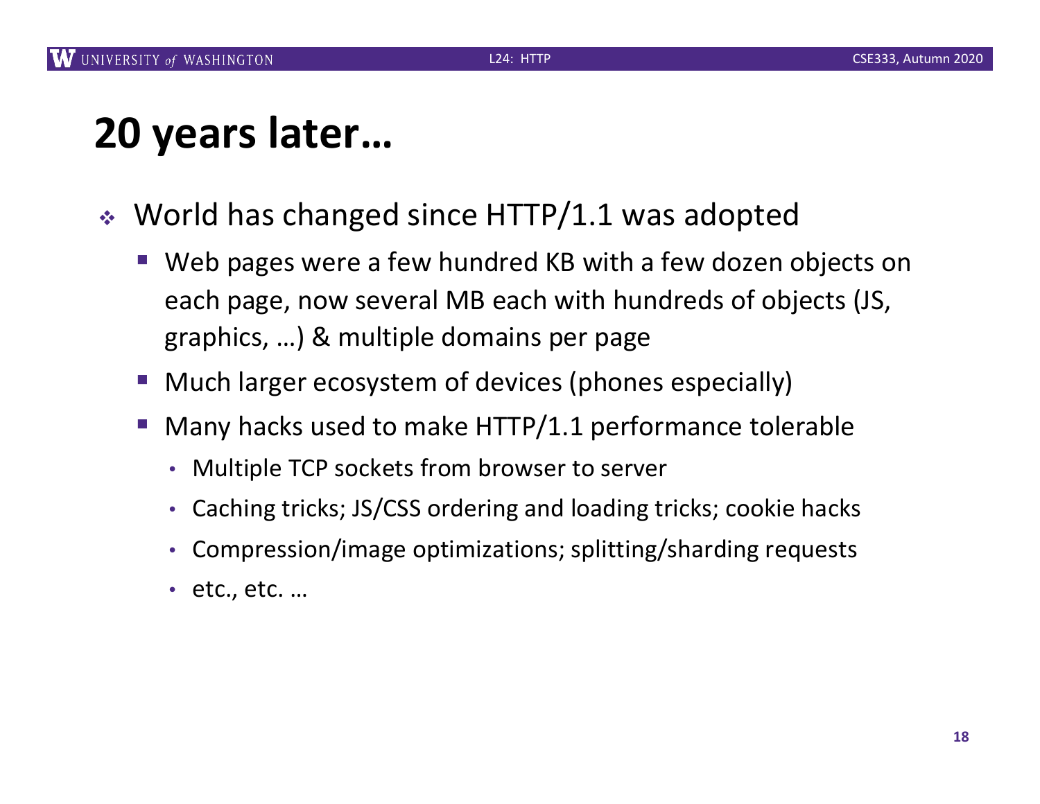# 20 years later…

- World has changed since HTTP/1.1 was adopted
  - Web pages were a few hundred KB with a few dozen objects on each page, now several MB each with hundreds of objects (JS, graphics, …) & multiple domains per page
  - Much larger ecosystem of devices (phones especially)
  - Many hacks used to make HTTP/1.1 performance tolerable
    - Multiple TCP sockets from browser to server
    - Caching tricks; JS/CSS ordering and loading tricks; cookie hacks
    - Compression/image optimizations; splitting/sharding requests
    - etc., etc. …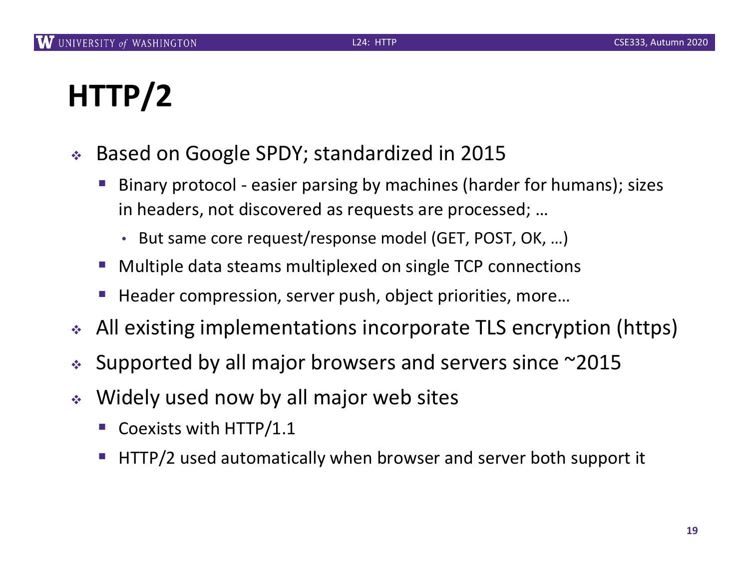# HTTP/2

- Based on Google SPDY; standardized in 2015
  - Binary protocol - easier parsing by machines (harder for humans); sizes in headers, not discovered as requests are processed; …
    - But same core request/response model (GET, POST, OK, …)
  - Multiple data steams multiplexed on single TCP connections
  - Header compression, server push, object priorities, more…
- All existing implementations incorporate TLS encryption (https)
- Supported by all major browsers and servers since ~2015
- Widely used now by all major web sites
  - Coexists with HTTP/1.1
  - HTTP/2 used automatically when browser and server both support it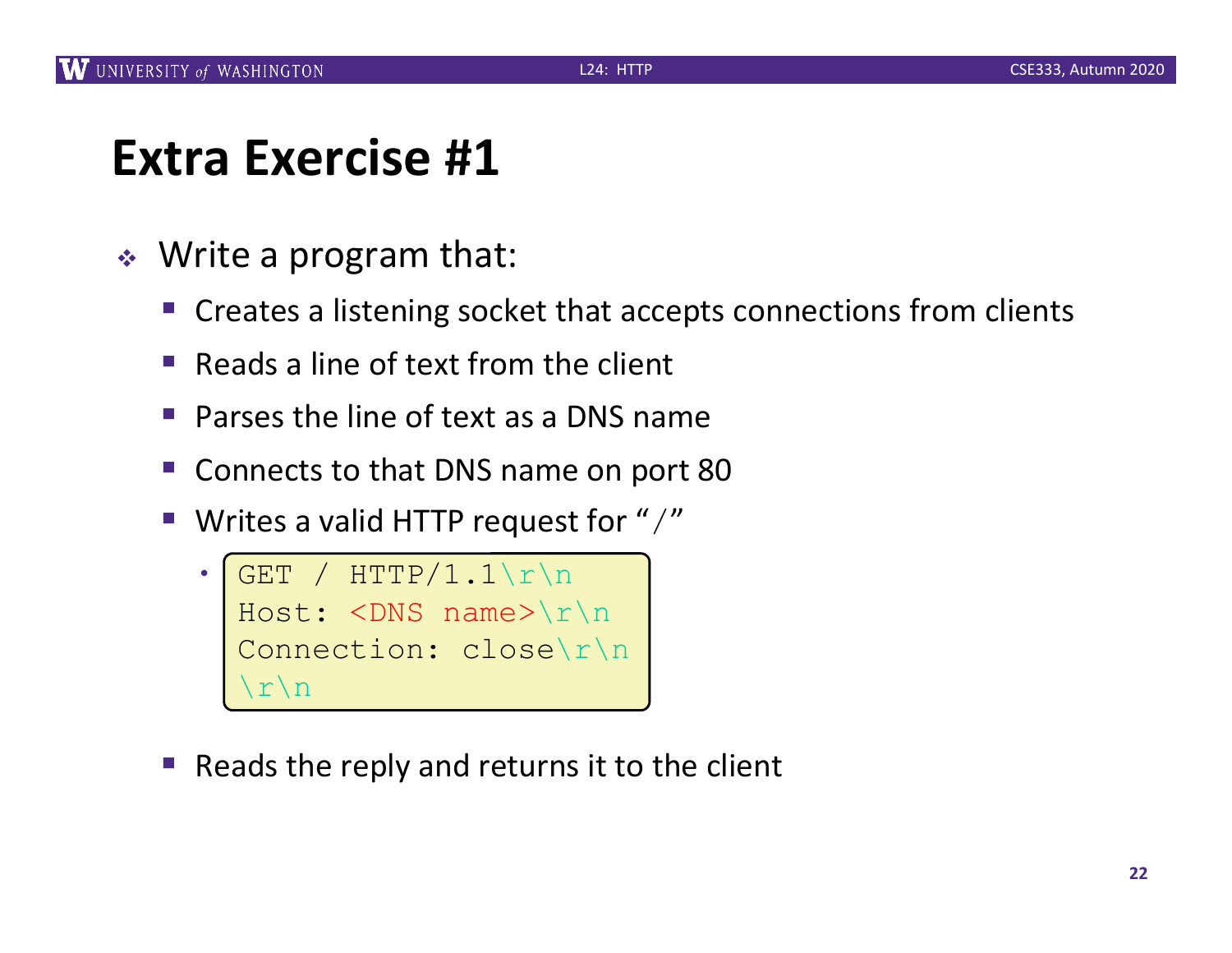# Extra Exercise #1

- Write a program that:
  - Creates a listening socket that accepts connections from clients
  - Reads a line of text from the client
  - Parses the line of text as a DNS name
  - Connects to that DNS name on port 80
  - Writes a valid HTTP request for "/"
    - ```
      GET / HTTP/1.1\r\n
      Host: <DNS name>\r\n
      Connection: close\r\n
      \r\n
      ```
  - Reads the reply and returns it to the client